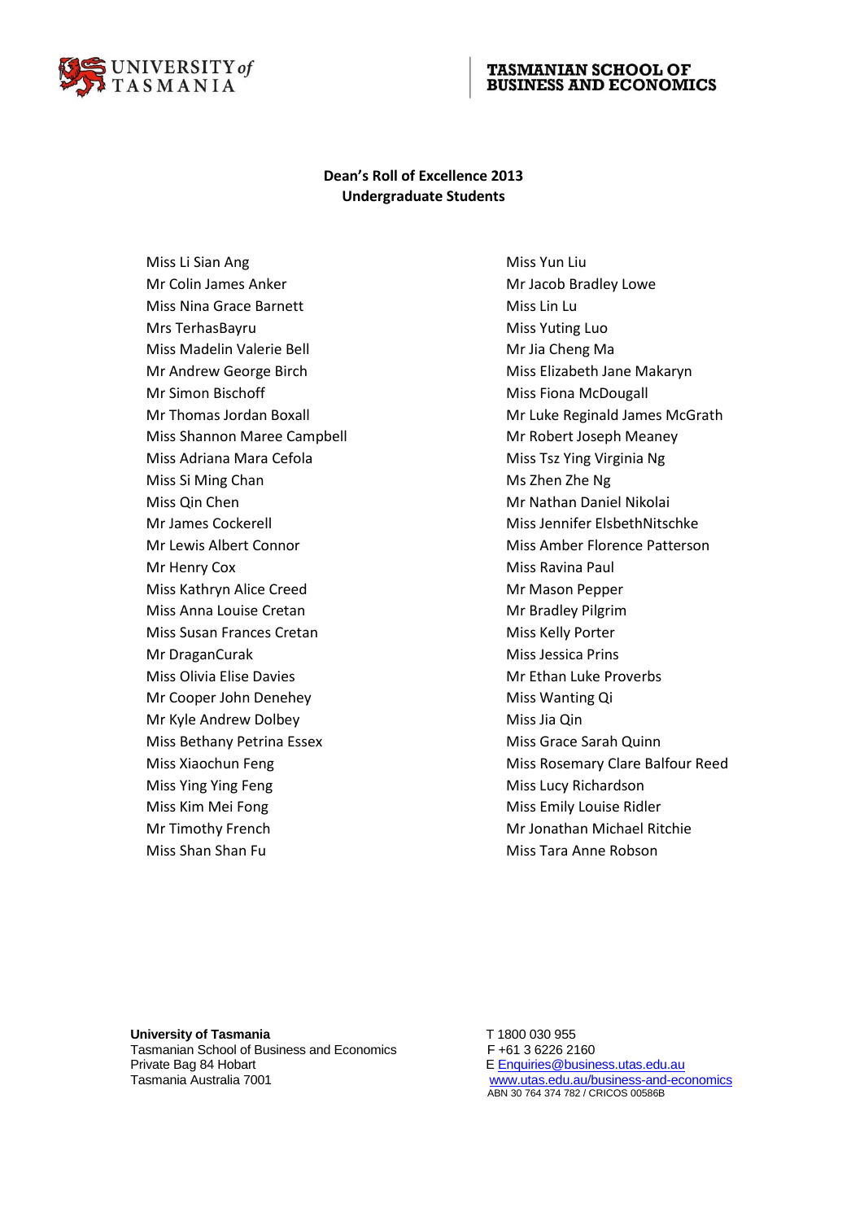UNIVERSITY of TASMANIA

TASMANIAN SCHOOL OF BUSINESS AND ECONOMICS

## Dean's Roll of Excellence 2013
### Undergraduate Students

Miss Li Sian Ang
Mr Colin James Anker
Miss Nina Grace Barnett
Mrs TerhasBayru
Miss Madelin Valerie Bell
Mr Andrew George Birch
Mr Simon Bischoff
Mr Thomas Jordan Boxall
Miss Shannon Maree Campbell
Miss Adriana Mara Cefola
Miss Si Ming Chan
Miss Qin Chen
Mr James Cockerell
Mr Lewis Albert Connor
Mr Henry Cox
Miss Kathryn Alice Creed
Miss Anna Louise Cretan
Miss Susan Frances Cretan
Mr DraganCurak
Miss Olivia Elise Davies
Mr Cooper John Denehey
Mr Kyle Andrew Dolbey
Miss Bethany Petrina Essex
Miss Xiaochun Feng
Miss Ying Ying Feng
Miss Kim Mei Fong
Mr Timothy French
Miss Shan Shan Fu
Miss Yun Liu
Mr Jacob Bradley Lowe
Miss Lin Lu
Miss Yuting Luo
Mr Jia Cheng Ma
Miss Elizabeth Jane Makaryn
Miss Fiona McDougall
Mr Luke Reginald James McGrath
Mr Robert Joseph Meaney
Miss Tsz Ying Virginia Ng
Ms Zhen Zhe Ng
Mr Nathan Daniel Nikolai
Miss Jennifer ElsbethNitschke
Miss Amber Florence Patterson
Miss Ravina Paul
Mr Mason Pepper
Mr Bradley Pilgrim
Miss Kelly Porter
Miss Jessica Prins
Mr Ethan Luke Proverbs
Miss Wanting Qi
Miss Jia Qin
Miss Grace Sarah Quinn
Miss Rosemary Clare Balfour Reed
Miss Lucy Richardson
Miss Emily Louise Ridler
Mr Jonathan Michael Ritchie
Miss Tara Anne Robson

**University of Tasmania**
Tasmanian School of Business and Economics
Private Bag 84 Hobart
Tasmania Australia 7001

T 1800 030 955
F +61 3 6226 2160
E Enquiries@business.utas.edu.au
www.utas.edu.au/business-and-economics
ABN 30 764 374 782 / CRICOS 00586B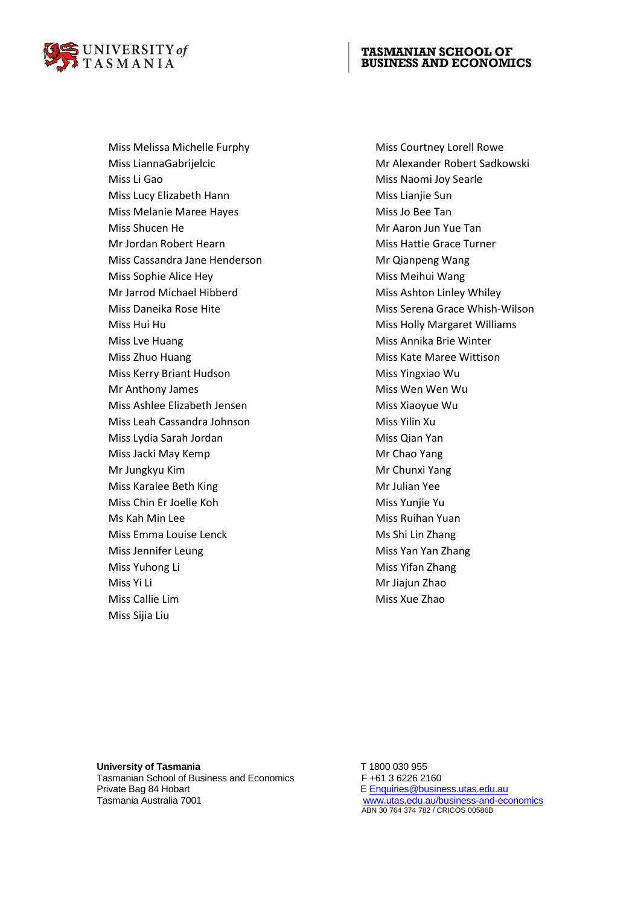Miss Melissa Michelle Furphy
Miss LiannaGabrijelcic
Miss Li Gao
Miss Lucy Elizabeth Hann
Miss Melanie Maree Hayes
Miss Shucen He
Mr Jordan Robert Hearn
Miss Cassandra Jane Henderson
Miss Sophie Alice Hey
Mr Jarrod Michael Hibberd
Miss Daneika Rose Hite
Miss Hui Hu
Miss Lve Huang
Miss Zhuo Huang
Miss Kerry Briant Hudson
Mr Anthony James
Miss Ashlee Elizabeth Jensen
Miss Leah Cassandra Johnson
Miss Lydia Sarah Jordan
Miss Jacki May Kemp
Mr Jungkyu Kim
Miss Karalee Beth King
Miss Chin Er Joelle Koh
Ms Kah Min Lee
Miss Emma Louise Lenck
Miss Jennifer Leung
Miss Yuhong Li
Miss Yi Li
Miss Callie Lim
Miss Sijia Liu
Miss Courtney Lorell Rowe
Mr Alexander Robert Sadkowski
Miss Naomi Joy Searle
Miss Lianjie Sun
Miss Jo Bee Tan
Mr Aaron Jun Yue Tan
Miss Hattie Grace Turner
Mr Qianpeng Wang
Miss Meihui Wang
Miss Ashton Linley Whiley
Miss Serena Grace Whish-Wilson
Miss Holly Margaret Williams
Miss Annika Brie Winter
Miss Kate Maree Wittison
Miss Yingxiao Wu
Miss Wen Wen Wu
Miss Xiaoyue Wu
Miss Yilin Xu
Miss Qian Yan
Mr Chao Yang
Mr Chunxi Yang
Mr Julian Yee
Miss Yunjie Yu
Miss Ruihan Yuan
Ms Shi Lin Zhang
Miss Yan Yan Zhang
Miss Yifan Zhang
Mr Jiajun Zhao
Miss Xue Zhao